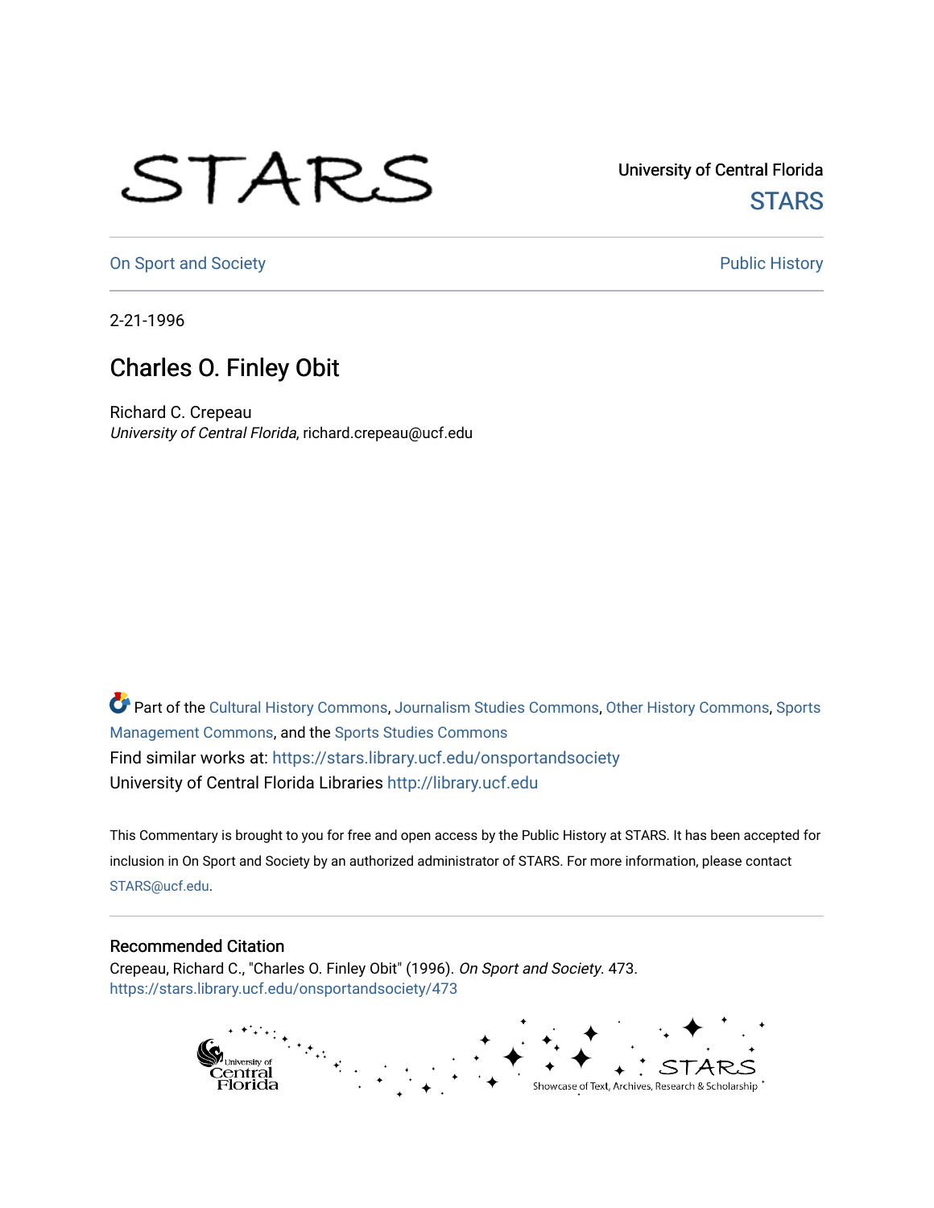University of Central Florida

STARS

On Sport and Society

Public History

2-21-1996

# Charles O. Finley Obit

Richard C. Crepeau
*University of Central Florida*, richard.crepeau@ucf.edu

Part of the Cultural History Commons, Journalism Studies Commons, Other History Commons, Sports Management Commons, and the Sports Studies Commons
Find similar works at: https://stars.library.ucf.edu/onsportandsociety
University of Central Florida Libraries http://library.ucf.edu

This Commentary is brought to you for free and open access by the Public History at STARS. It has been accepted for inclusion in On Sport and Society by an authorized administrator of STARS. For more information, please contact STARS@ucf.edu.

## Recommended Citation

Crepeau, Richard C., "Charles O. Finley Obit" (1996). *On Sport and Society*. 473.
https://stars.library.ucf.edu/onsportandsociety/473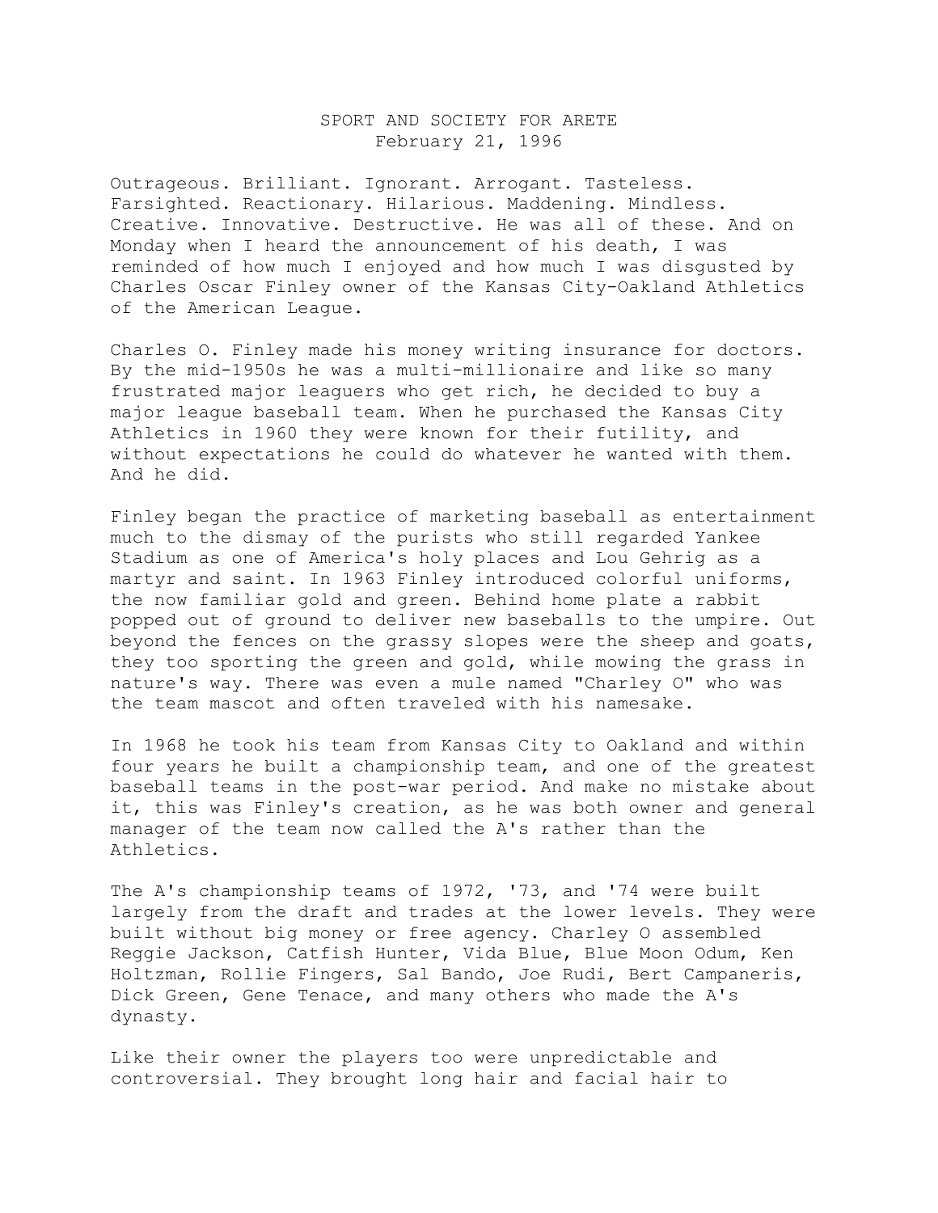# SPORT AND SOCIETY FOR ARETE
February 21, 1996

Outrageous. Brilliant. Ignorant. Arrogant. Tasteless. Farsighted. Reactionary. Hilarious. Maddening. Mindless. Creative. Innovative. Destructive. He was all of these. And on Monday when I heard the announcement of his death, I was reminded of how much I enjoyed and how much I was disgusted by Charles Oscar Finley owner of the Kansas City-Oakland Athletics of the American League.

Charles O. Finley made his money writing insurance for doctors. By the mid-1950s he was a multi-millionaire and like so many frustrated major leaguers who get rich, he decided to buy a major league baseball team. When he purchased the Kansas City Athletics in 1960 they were known for their futility, and without expectations he could do whatever he wanted with them. And he did.

Finley began the practice of marketing baseball as entertainment much to the dismay of the purists who still regarded Yankee Stadium as one of America's holy places and Lou Gehrig as a martyr and saint. In 1963 Finley introduced colorful uniforms, the now familiar gold and green. Behind home plate a rabbit popped out of ground to deliver new baseballs to the umpire. Out beyond the fences on the grassy slopes were the sheep and goats, they too sporting the green and gold, while mowing the grass in nature's way. There was even a mule named "Charley O" who was the team mascot and often traveled with his namesake.

In 1968 he took his team from Kansas City to Oakland and within four years he built a championship team, and one of the greatest baseball teams in the post-war period. And make no mistake about it, this was Finley's creation, as he was both owner and general manager of the team now called the A's rather than the Athletics.

The A's championship teams of 1972, '73, and '74 were built largely from the draft and trades at the lower levels. They were built without big money or free agency. Charley O assembled Reggie Jackson, Catfish Hunter, Vida Blue, Blue Moon Odum, Ken Holtzman, Rollie Fingers, Sal Bando, Joe Rudi, Bert Campaneris, Dick Green, Gene Tenace, and many others who made the A's dynasty.

Like their owner the players too were unpredictable and controversial. They brought long hair and facial hair to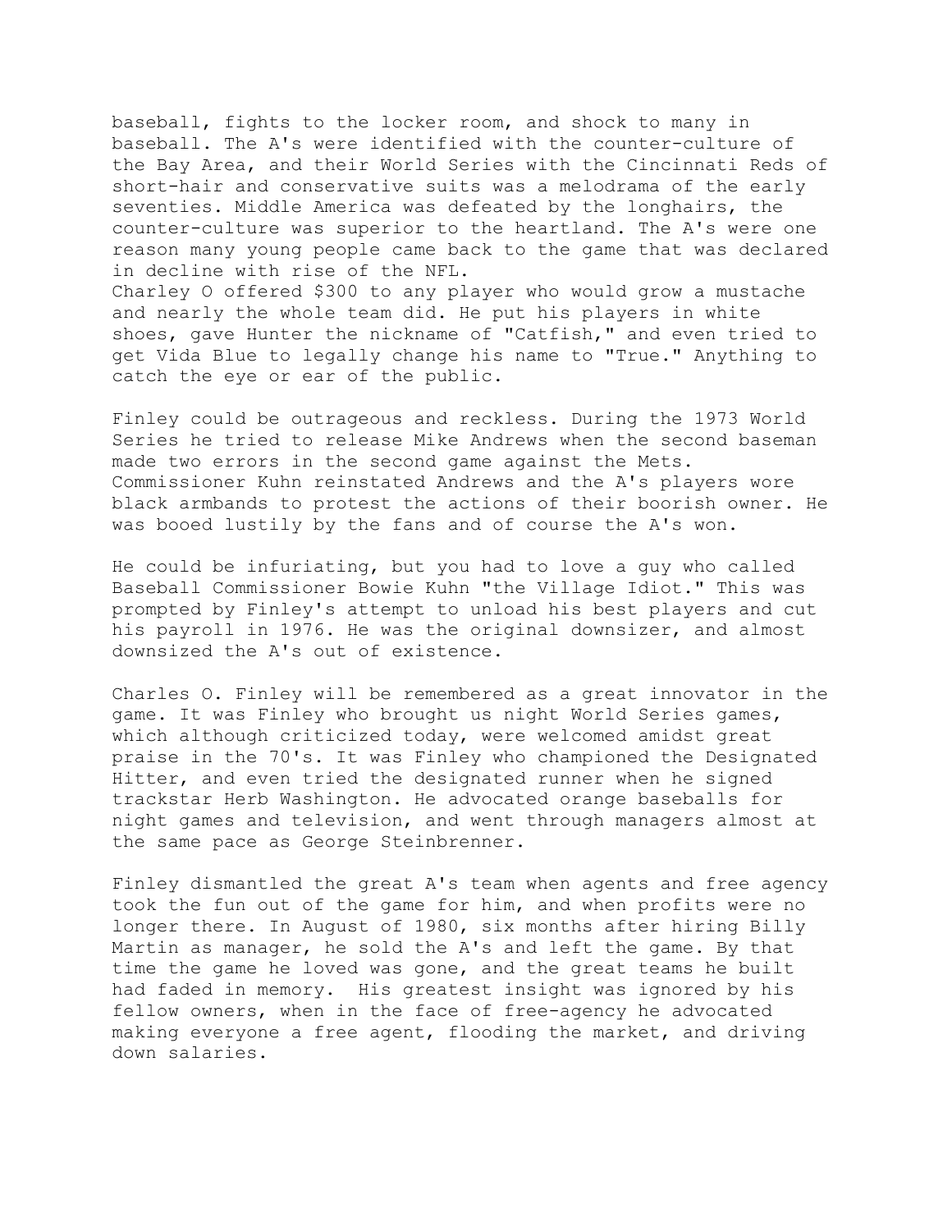baseball, fights to the locker room, and shock to many in baseball. The A's were identified with the counter-culture of the Bay Area, and their World Series with the Cincinnati Reds of short-hair and conservative suits was a melodrama of the early seventies. Middle America was defeated by the longhairs, the counter-culture was superior to the heartland. The A's were one reason many young people came back to the game that was declared in decline with rise of the NFL.
Charley O offered $300 to any player who would grow a mustache and nearly the whole team did. He put his players in white shoes, gave Hunter the nickname of "Catfish," and even tried to get Vida Blue to legally change his name to "True." Anything to catch the eye or ear of the public.

Finley could be outrageous and reckless. During the 1973 World Series he tried to release Mike Andrews when the second baseman made two errors in the second game against the Mets. Commissioner Kuhn reinstated Andrews and the A's players wore black armbands to protest the actions of their boorish owner. He was booed lustily by the fans and of course the A's won.

He could be infuriating, but you had to love a guy who called Baseball Commissioner Bowie Kuhn "the Village Idiot." This was prompted by Finley's attempt to unload his best players and cut his payroll in 1976. He was the original downsizer, and almost downsized the A's out of existence.

Charles O. Finley will be remembered as a great innovator in the game. It was Finley who brought us night World Series games, which although criticized today, were welcomed amidst great praise in the 70's. It was Finley who championed the Designated Hitter, and even tried the designated runner when he signed trackstar Herb Washington. He advocated orange baseballs for night games and television, and went through managers almost at the same pace as George Steinbrenner.

Finley dismantled the great A's team when agents and free agency took the fun out of the game for him, and when profits were no longer there. In August of 1980, six months after hiring Billy Martin as manager, he sold the A's and left the game. By that time the game he loved was gone, and the great teams he built had faded in memory. His greatest insight was ignored by his fellow owners, when in the face of free-agency he advocated making everyone a free agent, flooding the market, and driving down salaries.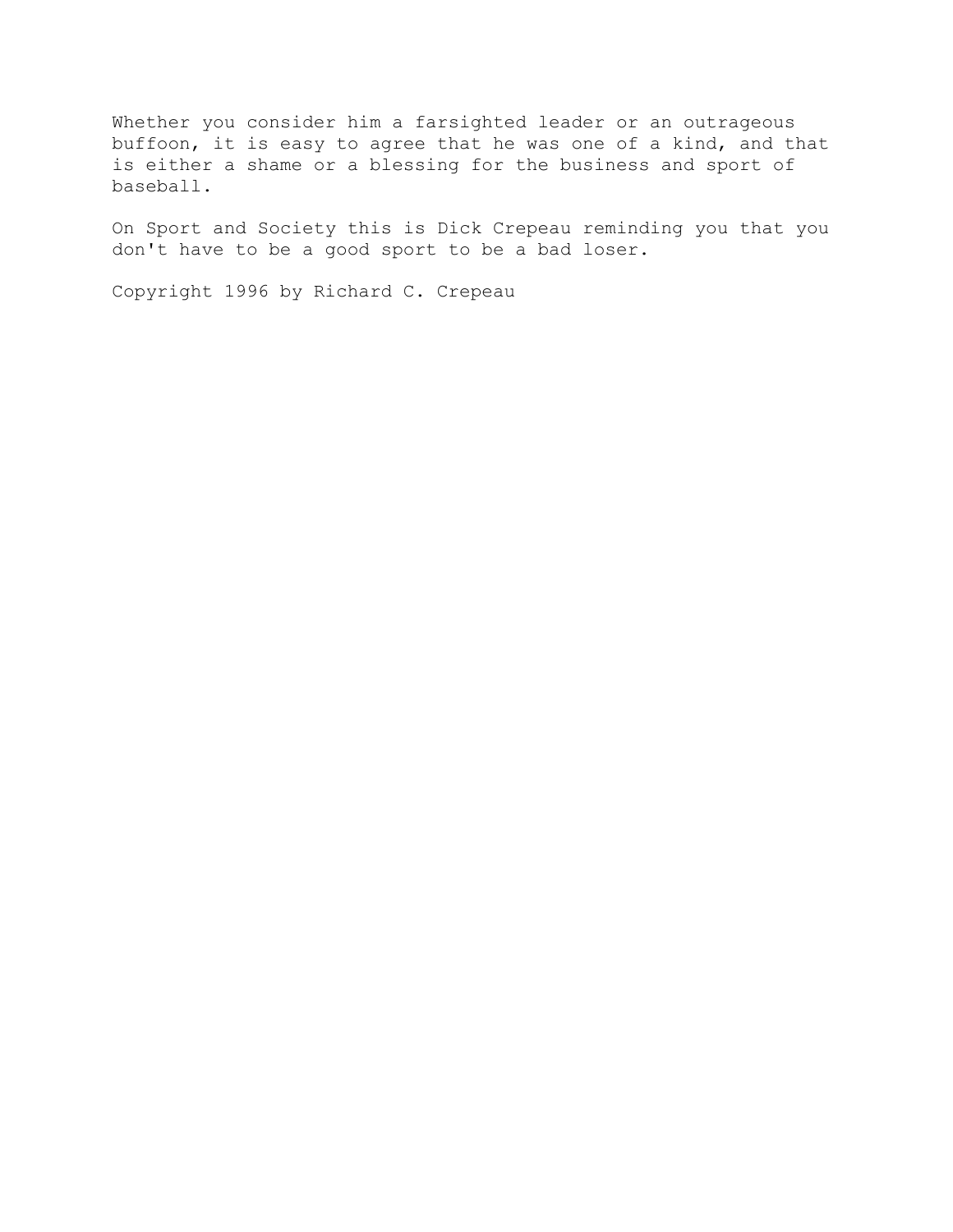Whether you consider him a farsighted leader or an outrageous buffoon, it is easy to agree that he was one of a kind, and that is either a shame or a blessing for the business and sport of baseball.

On Sport and Society this is Dick Crepeau reminding you that you don't have to be a good sport to be a bad loser.

Copyright 1996 by Richard C. Crepeau